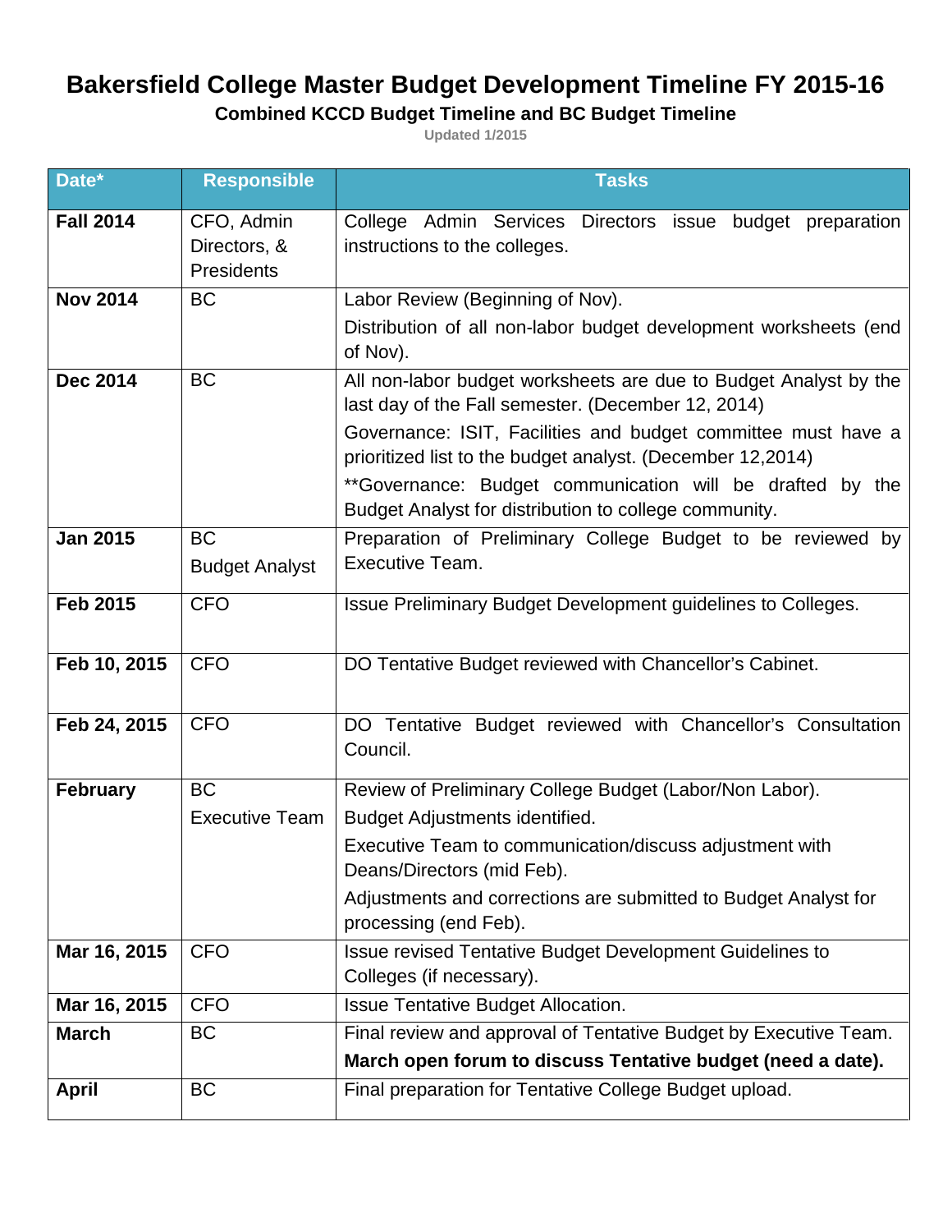# Bakersfield College Master Budget Development Timeline FY 2015-16

### Combined KCCD Budget Timeline and BC Budget Timeline

Updated 1/2015

| Date* | Responsible | Tasks |
|---|---|---|
| **Fall 2014** | CFO, Admin Directors, & Presidents | College Admin Services Directors issue budget preparation instructions to the colleges. |
| **Nov 2014** | BC | Labor Review (Beginning of Nov).<br>Distribution of all non-labor budget development worksheets (end of Nov). |
| **Dec 2014** | BC | All non-labor budget worksheets are due to Budget Analyst by the last day of the Fall semester. (December 12, 2014)<br>Governance: ISIT, Facilities and budget committee must have a prioritized list to the budget analyst. (December 12,2014)<br>**Governance: Budget communication will be drafted by the Budget Analyst for distribution to college community. |
| **Jan 2015** | BC<br>Budget Analyst | Preparation of Preliminary College Budget to be reviewed by Executive Team. |
| **Feb 2015** | CFO | Issue Preliminary Budget Development guidelines to Colleges. |
| **Feb 10, 2015** | CFO | DO Tentative Budget reviewed with Chancellor's Cabinet. |
| **Feb 24, 2015** | CFO | DO Tentative Budget reviewed with Chancellor's Consultation Council. |
| **February** | BC<br>Executive Team | Review of Preliminary College Budget (Labor/Non Labor).<br>Budget Adjustments identified.<br>Executive Team to communication/discuss adjustment with Deans/Directors (mid Feb).<br>Adjustments and corrections are submitted to Budget Analyst for processing (end Feb). |
| **Mar 16, 2015** | CFO | Issue revised Tentative Budget Development Guidelines to Colleges (if necessary). |
| **Mar 16, 2015** | CFO | Issue Tentative Budget Allocation. |
| **March** | BC | Final review and approval of Tentative Budget by Executive Team.<br>**March open forum to discuss Tentative budget (need a date).** |
| **April** | BC | Final preparation for Tentative College Budget upload. |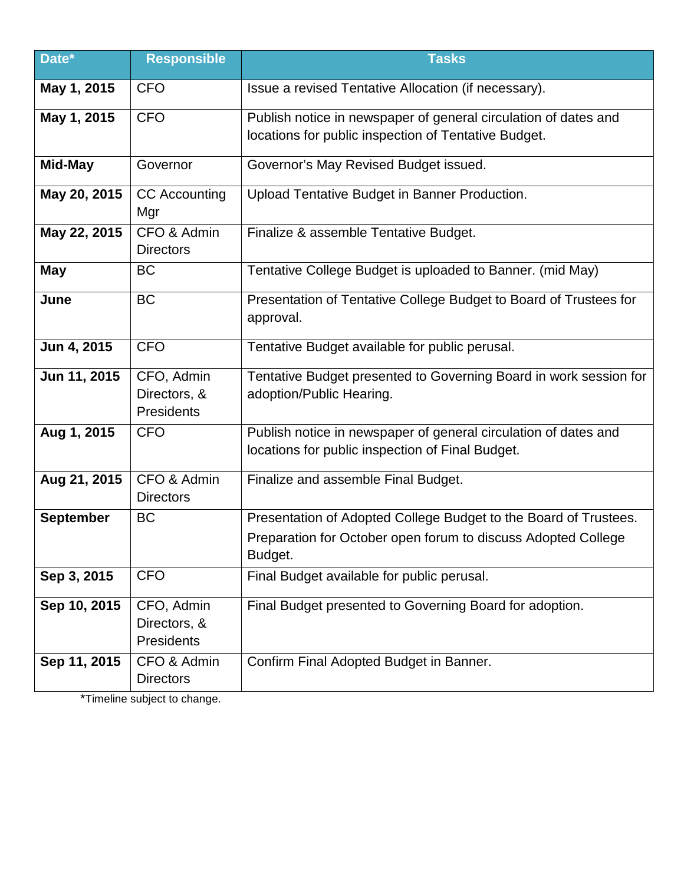| Date* | Responsible | Tasks |
|---|---|---|
| **May 1, 2015** | CFO | Issue a revised Tentative Allocation (if necessary). |
| **May 1, 2015** | CFO | Publish notice in newspaper of general circulation of dates and locations for public inspection of Tentative Budget. |
| **Mid-May** | Governor | Governor's May Revised Budget issued. |
| **May 20, 2015** | CC Accounting Mgr | Upload Tentative Budget in Banner Production. |
| **May 22, 2015** | CFO & Admin Directors | Finalize & assemble Tentative Budget. |
| **May** | BC | Tentative College Budget is uploaded to Banner. (mid May) |
| **June** | BC | Presentation of Tentative College Budget to Board of Trustees for approval. |
| **Jun 4, 2015** | CFO | Tentative Budget available for public perusal. |
| **Jun 11, 2015** | CFO, Admin Directors, & Presidents | Tentative Budget presented to Governing Board in work session for adoption/Public Hearing. |
| **Aug 1, 2015** | CFO | Publish notice in newspaper of general circulation of dates and locations for public inspection of Final Budget. |
| **Aug 21, 2015** | CFO & Admin Directors | Finalize and assemble Final Budget. |
| **September** | BC | Presentation of Adopted College Budget to the Board of Trustees. Preparation for October open forum to discuss Adopted College Budget. |
| **Sep 3, 2015** | CFO | Final Budget available for public perusal. |
| **Sep 10, 2015** | CFO, Admin Directors, & Presidents | Final Budget presented to Governing Board for adoption. |
| **Sep 11, 2015** | CFO & Admin Directors | Confirm Final Adopted Budget in Banner. |

*Timeline subject to change.